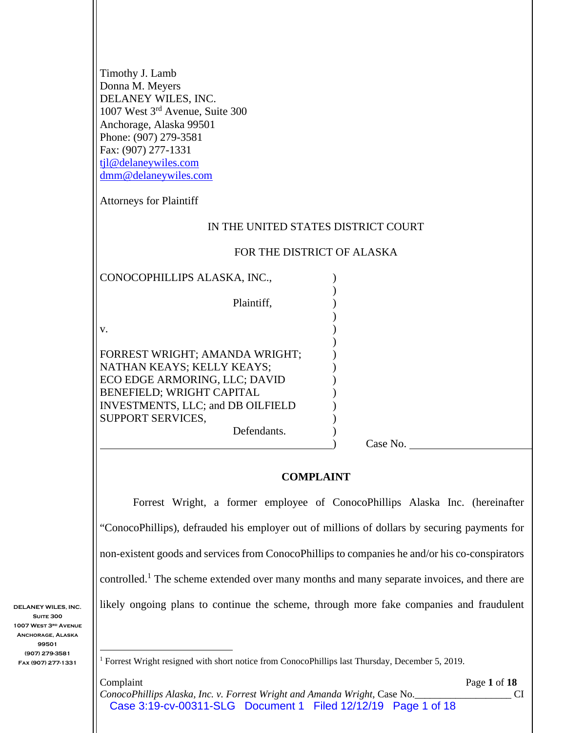Timothy J. Lamb
Donna M. Meyers
DELANEY WILES, INC.
1007 West 3rd Avenue, Suite 300
Anchorage, Alaska 99501
Phone: (907) 279-3581
Fax: (907) 277-1331
tjl@delaneywiles.com
dmm@delaneywiles.com

Attorneys for Plaintiff

IN THE UNITED STATES DISTRICT COURT

FOR THE DISTRICT OF ALASKA

CONOCOPHILLIPS ALASKA, INC.,

Plaintiff,

v.

FORREST WRIGHT; AMANDA WRIGHT; NATHAN KEAYS; KELLY KEAYS; ECO EDGE ARMORING, LLC; DAVID BENEFIELD; WRIGHT CAPITAL INVESTMENTS, LLC; and DB OILFIELD SUPPORT SERVICES,

Defendants.

Case No. ________________

## COMPLAINT

Forrest Wright, a former employee of ConocoPhillips Alaska Inc. (hereinafter "ConocoPhillips), defrauded his employer out of millions of dollars by securing payments for non-existent goods and services from ConocoPhillips to companies he and/or his co-conspirators controlled.[1] The scheme extended over many months and many separate invoices, and there are likely ongoing plans to continue the scheme, through more fake companies and fraudulent

[1] Forrest Wright resigned with short notice from ConocoPhillips last Thursday, December 5, 2019.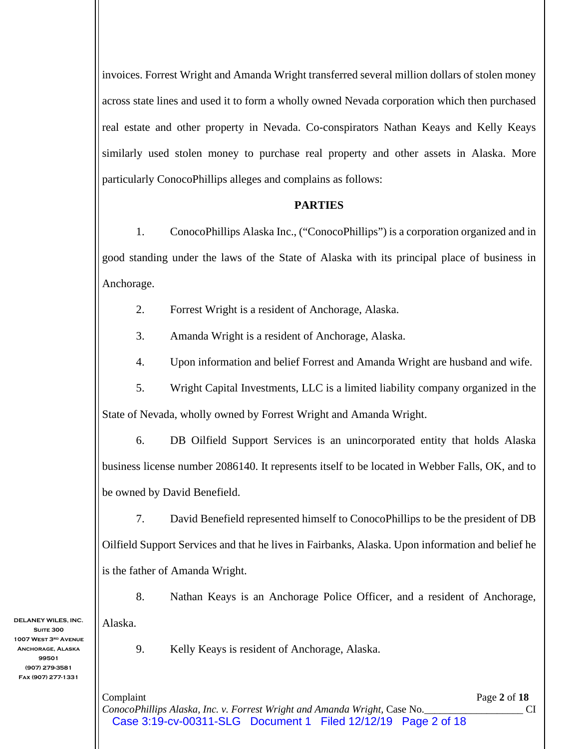invoices. Forrest Wright and Amanda Wright transferred several million dollars of stolen money across state lines and used it to form a wholly owned Nevada corporation which then purchased real estate and other property in Nevada. Co-conspirators Nathan Keays and Kelly Keays similarly used stolen money to purchase real property and other assets in Alaska. More particularly ConocoPhillips alleges and complains as follows:

**PARTIES**

1. ConocoPhillips Alaska Inc., ("ConocoPhillips") is a corporation organized and in good standing under the laws of the State of Alaska with its principal place of business in Anchorage.

2. Forrest Wright is a resident of Anchorage, Alaska.

3. Amanda Wright is a resident of Anchorage, Alaska.

4. Upon information and belief Forrest and Amanda Wright are husband and wife.

5. Wright Capital Investments, LLC is a limited liability company organized in the State of Nevada, wholly owned by Forrest Wright and Amanda Wright.

6. DB Oilfield Support Services is an unincorporated entity that holds Alaska business license number 2086140. It represents itself to be located in Webber Falls, OK, and to be owned by David Benefield.

7. David Benefield represented himself to ConocoPhillips to be the president of DB Oilfield Support Services and that he lives in Fairbanks, Alaska. Upon information and belief he is the father of Amanda Wright.

8. Nathan Keays is an Anchorage Police Officer, and a resident of Anchorage, Alaska.

9. Kelly Keays is resident of Anchorage, Alaska.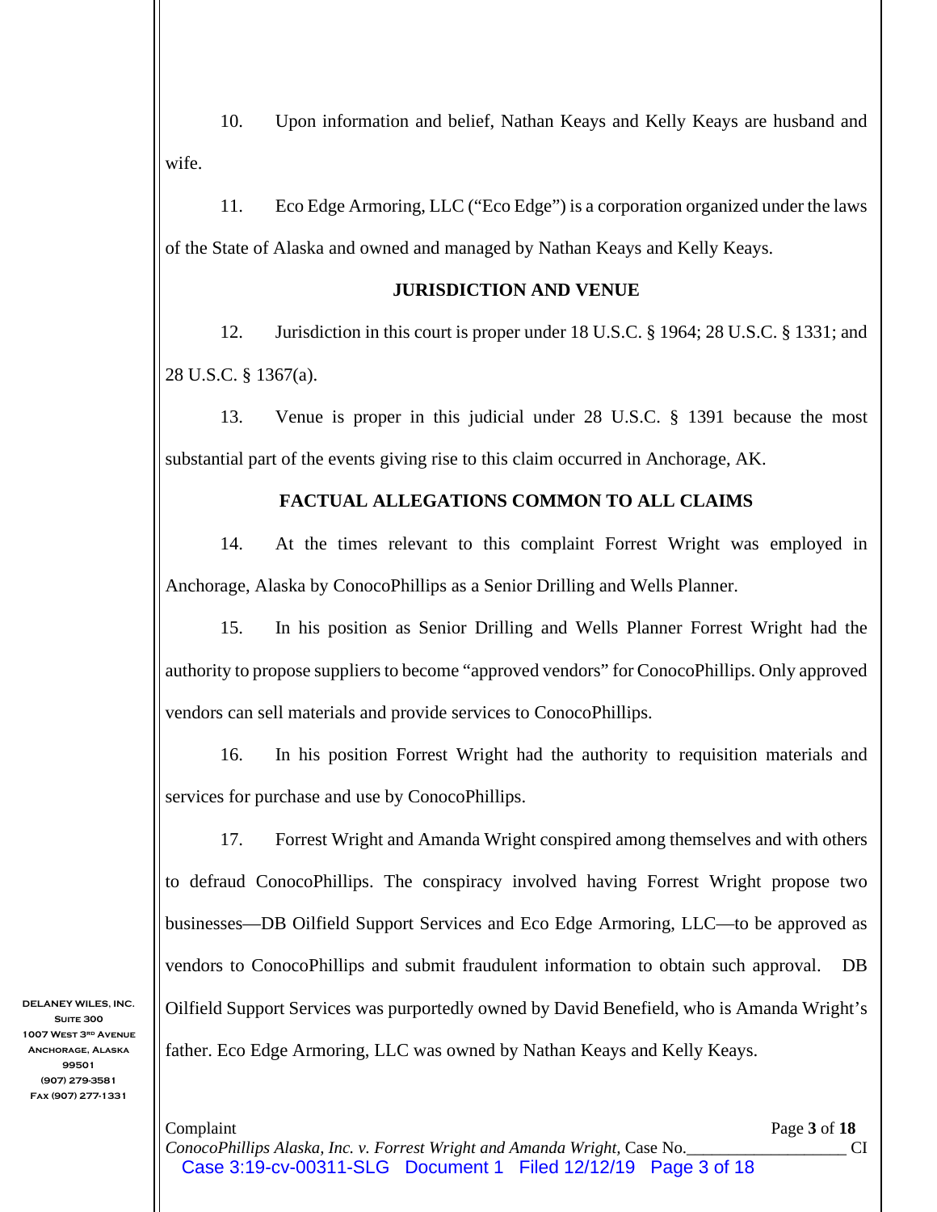10. Upon information and belief, Nathan Keays and Kelly Keays are husband and wife.

11. Eco Edge Armoring, LLC ("Eco Edge") is a corporation organized under the laws of the State of Alaska and owned and managed by Nathan Keays and Kelly Keays.

## JURISDICTION AND VENUE

12. Jurisdiction in this court is proper under 18 U.S.C. § 1964; 28 U.S.C. § 1331; and 28 U.S.C. § 1367(a).

13. Venue is proper in this judicial under 28 U.S.C. § 1391 because the most substantial part of the events giving rise to this claim occurred in Anchorage, AK.

## FACTUAL ALLEGATIONS COMMON TO ALL CLAIMS

14. At the times relevant to this complaint Forrest Wright was employed in Anchorage, Alaska by ConocoPhillips as a Senior Drilling and Wells Planner.

15. In his position as Senior Drilling and Wells Planner Forrest Wright had the authority to propose suppliers to become "approved vendors" for ConocoPhillips. Only approved vendors can sell materials and provide services to ConocoPhillips.

16. In his position Forrest Wright had the authority to requisition materials and services for purchase and use by ConocoPhillips.

17. Forrest Wright and Amanda Wright conspired among themselves and with others to defraud ConocoPhillips. The conspiracy involved having Forrest Wright propose two businesses—DB Oilfield Support Services and Eco Edge Armoring, LLC—to be approved as vendors to ConocoPhillips and submit fraudulent information to obtain such approval. DB Oilfield Support Services was purportedly owned by David Benefield, who is Amanda Wright's father. Eco Edge Armoring, LLC was owned by Nathan Keays and Kelly Keays.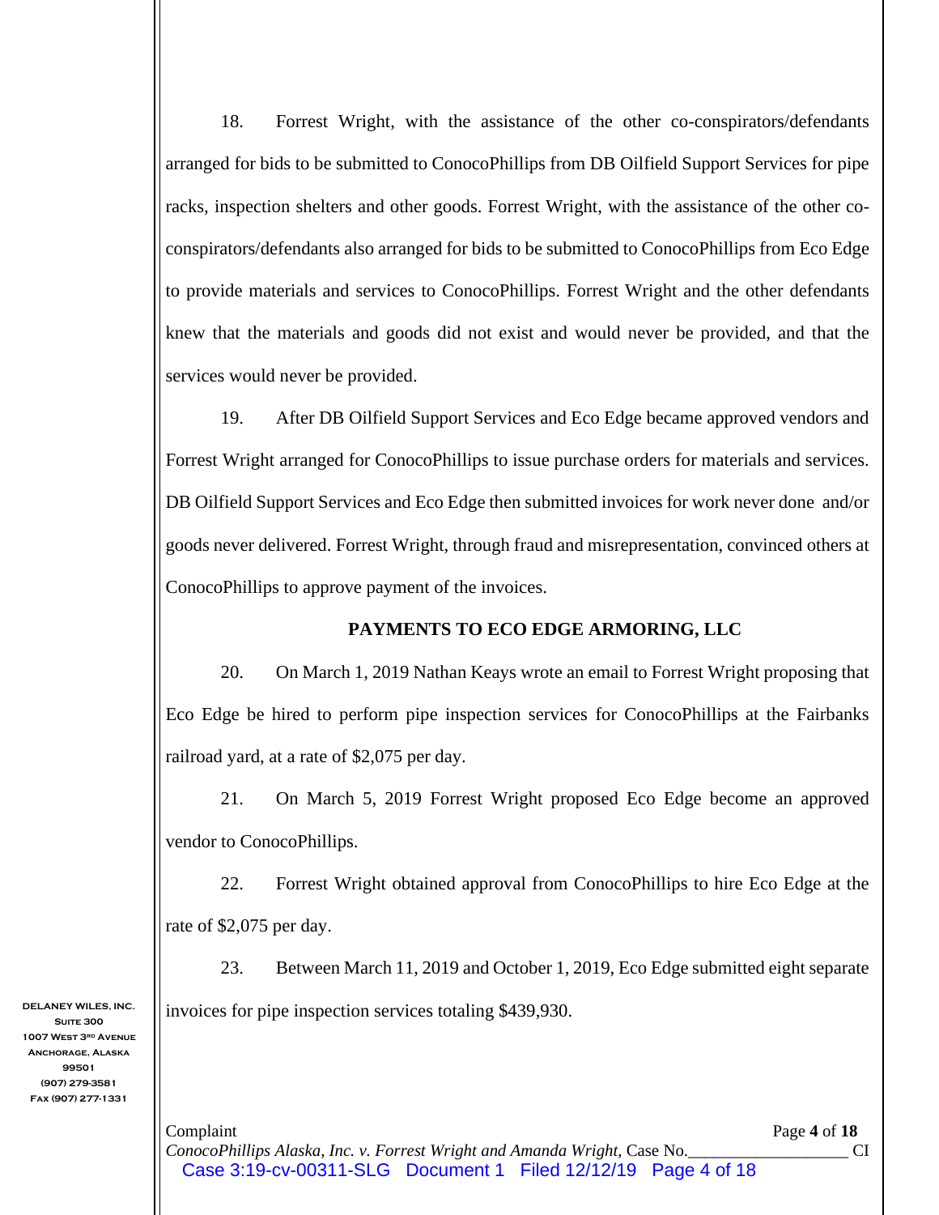18. Forrest Wright, with the assistance of the other co-conspirators/defendants arranged for bids to be submitted to ConocoPhillips from DB Oilfield Support Services for pipe racks, inspection shelters and other goods. Forrest Wright, with the assistance of the other co-conspirators/defendants also arranged for bids to be submitted to ConocoPhillips from Eco Edge to provide materials and services to ConocoPhillips. Forrest Wright and the other defendants knew that the materials and goods did not exist and would never be provided, and that the services would never be provided.

19. After DB Oilfield Support Services and Eco Edge became approved vendors and Forrest Wright arranged for ConocoPhillips to issue purchase orders for materials and services. DB Oilfield Support Services and Eco Edge then submitted invoices for work never done and/or goods never delivered. Forrest Wright, through fraud and misrepresentation, convinced others at ConocoPhillips to approve payment of the invoices.

**PAYMENTS TO ECO EDGE ARMORING, LLC**

20. On March 1, 2019 Nathan Keays wrote an email to Forrest Wright proposing that Eco Edge be hired to perform pipe inspection services for ConocoPhillips at the Fairbanks railroad yard, at a rate of $2,075 per day.

21. On March 5, 2019 Forrest Wright proposed Eco Edge become an approved vendor to ConocoPhillips.

22. Forrest Wright obtained approval from ConocoPhillips to hire Eco Edge at the rate of $2,075 per day.

23. Between March 11, 2019 and October 1, 2019, Eco Edge submitted eight separate invoices for pipe inspection services totaling $439,930.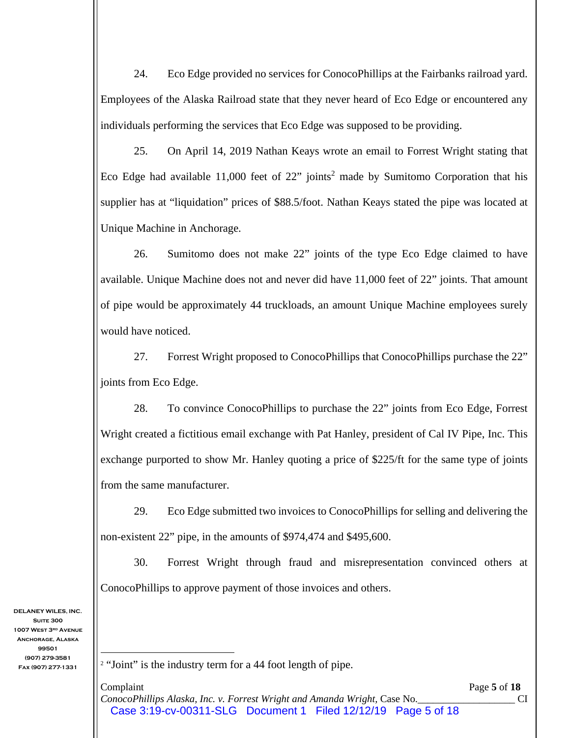24. Eco Edge provided no services for ConocoPhillips at the Fairbanks railroad yard. Employees of the Alaska Railroad state that they never heard of Eco Edge or encountered any individuals performing the services that Eco Edge was supposed to be providing.

25. On April 14, 2019 Nathan Keays wrote an email to Forrest Wright stating that Eco Edge had available 11,000 feet of 22" joints[2] made by Sumitomo Corporation that his supplier has at "liquidation" prices of $88.5/foot. Nathan Keays stated the pipe was located at Unique Machine in Anchorage.

26. Sumitomo does not make 22" joints of the type Eco Edge claimed to have available. Unique Machine does not and never did have 11,000 feet of 22" joints. That amount of pipe would be approximately 44 truckloads, an amount Unique Machine employees surely would have noticed.

27. Forrest Wright proposed to ConocoPhillips that ConocoPhillips purchase the 22" joints from Eco Edge.

28. To convince ConocoPhillips to purchase the 22" joints from Eco Edge, Forrest Wright created a fictitious email exchange with Pat Hanley, president of Cal IV Pipe, Inc. This exchange purported to show Mr. Hanley quoting a price of $225/ft for the same type of joints from the same manufacturer.

29. Eco Edge submitted two invoices to ConocoPhillips for selling and delivering the non-existent 22" pipe, in the amounts of $974,474 and $495,600.

30. Forrest Wright through fraud and misrepresentation convinced others at ConocoPhillips to approve payment of those invoices and others.

DELANEY WILES, INC.
Suite 300
1007 West 3rd Avenue
Anchorage, Alaska
99501
(907) 279-3581
Fax (907) 277-1331

---

[2] "Joint" is the industry term for a 44 foot length of pipe.

Complaint
*ConocoPhillips Alaska, Inc. v. Forrest Wright and Amanda Wright,* Case No.__________________ CI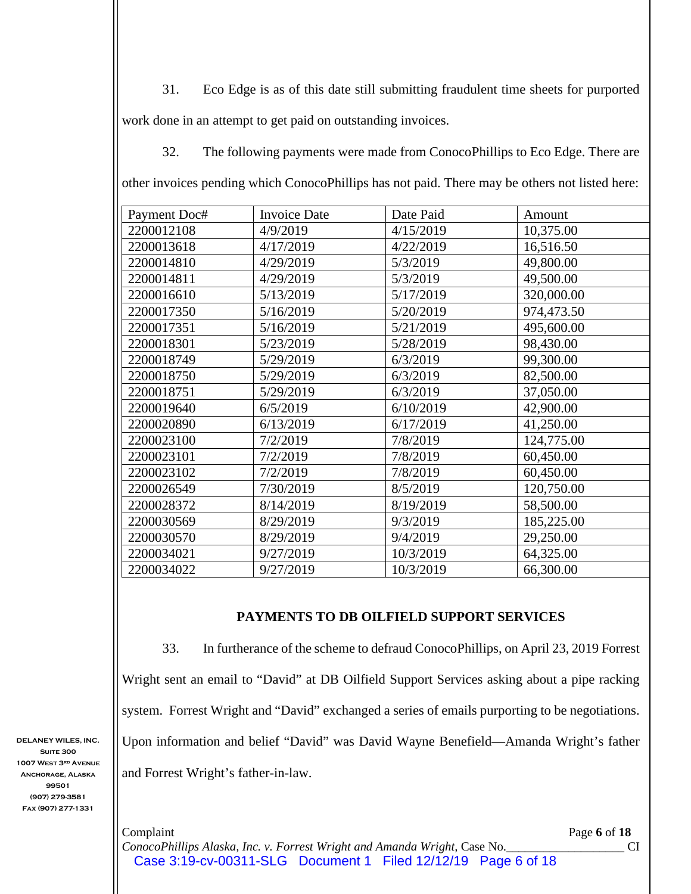31. Eco Edge is as of this date still submitting fraudulent time sheets for purported work done in an attempt to get paid on outstanding invoices.

32. The following payments were made from ConocoPhillips to Eco Edge. There are other invoices pending which ConocoPhillips has not paid. There may be others not listed here:

| Payment Doc# | Invoice Date | Date Paid | Amount |
|---|---|---|---|
| 2200012108 | 4/9/2019 | 4/15/2019 | 10,375.00 |
| 2200013618 | 4/17/2019 | 4/22/2019 | 16,516.50 |
| 2200014810 | 4/29/2019 | 5/3/2019 | 49,800.00 |
| 2200014811 | 4/29/2019 | 5/3/2019 | 49,500.00 |
| 2200016610 | 5/13/2019 | 5/17/2019 | 320,000.00 |
| 2200017350 | 5/16/2019 | 5/20/2019 | 974,473.50 |
| 2200017351 | 5/16/2019 | 5/21/2019 | 495,600.00 |
| 2200018301 | 5/23/2019 | 5/28/2019 | 98,430.00 |
| 2200018749 | 5/29/2019 | 6/3/2019 | 99,300.00 |
| 2200018750 | 5/29/2019 | 6/3/2019 | 82,500.00 |
| 2200018751 | 5/29/2019 | 6/3/2019 | 37,050.00 |
| 2200019640 | 6/5/2019 | 6/10/2019 | 42,900.00 |
| 2200020890 | 6/13/2019 | 6/17/2019 | 41,250.00 |
| 2200023100 | 7/2/2019 | 7/8/2019 | 124,775.00 |
| 2200023101 | 7/2/2019 | 7/8/2019 | 60,450.00 |
| 2200023102 | 7/2/2019 | 7/8/2019 | 60,450.00 |
| 2200026549 | 7/30/2019 | 8/5/2019 | 120,750.00 |
| 2200028372 | 8/14/2019 | 8/19/2019 | 58,500.00 |
| 2200030569 | 8/29/2019 | 9/3/2019 | 185,225.00 |
| 2200030570 | 8/29/2019 | 9/4/2019 | 29,250.00 |
| 2200034021 | 9/27/2019 | 10/3/2019 | 64,325.00 |
| 2200034022 | 9/27/2019 | 10/3/2019 | 66,300.00 |

## PAYMENTS TO DB OILFIELD SUPPORT SERVICES

33. In furtherance of the scheme to defraud ConocoPhillips, on April 23, 2019 Forrest Wright sent an email to "David" at DB Oilfield Support Services asking about a pipe racking system. Forrest Wright and "David" exchanged a series of emails purporting to be negotiations. Upon information and belief "David" was David Wayne Benefield—Amanda Wright's father and Forrest Wright's father-in-law.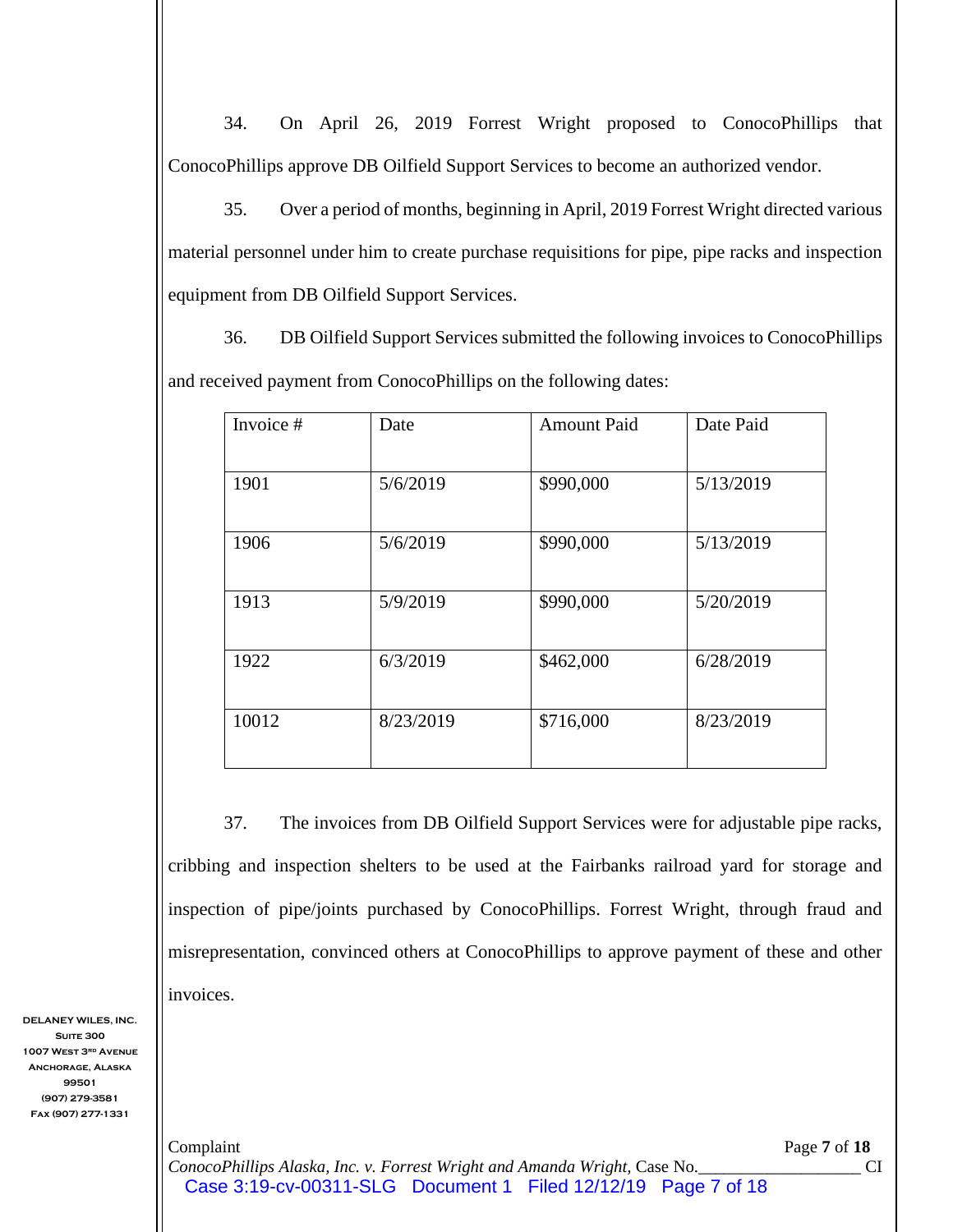34. On April 26, 2019 Forrest Wright proposed to ConocoPhillips that ConocoPhillips approve DB Oilfield Support Services to become an authorized vendor.

35. Over a period of months, beginning in April, 2019 Forrest Wright directed various material personnel under him to create purchase requisitions for pipe, pipe racks and inspection equipment from DB Oilfield Support Services.

36. DB Oilfield Support Services submitted the following invoices to ConocoPhillips and received payment from ConocoPhillips on the following dates:

| Invoice # | Date | Amount Paid | Date Paid |
|---|---|---|---|
| 1901 | 5/6/2019 | $990,000 | 5/13/2019 |
| 1906 | 5/6/2019 | $990,000 | 5/13/2019 |
| 1913 | 5/9/2019 | $990,000 | 5/20/2019 |
| 1922 | 6/3/2019 | $462,000 | 6/28/2019 |
| 10012 | 8/23/2019 | $716,000 | 8/23/2019 |

37. The invoices from DB Oilfield Support Services were for adjustable pipe racks, cribbing and inspection shelters to be used at the Fairbanks railroad yard for storage and inspection of pipe/joints purchased by ConocoPhillips. Forrest Wright, through fraud and misrepresentation, convinced others at ConocoPhillips to approve payment of these and other invoices.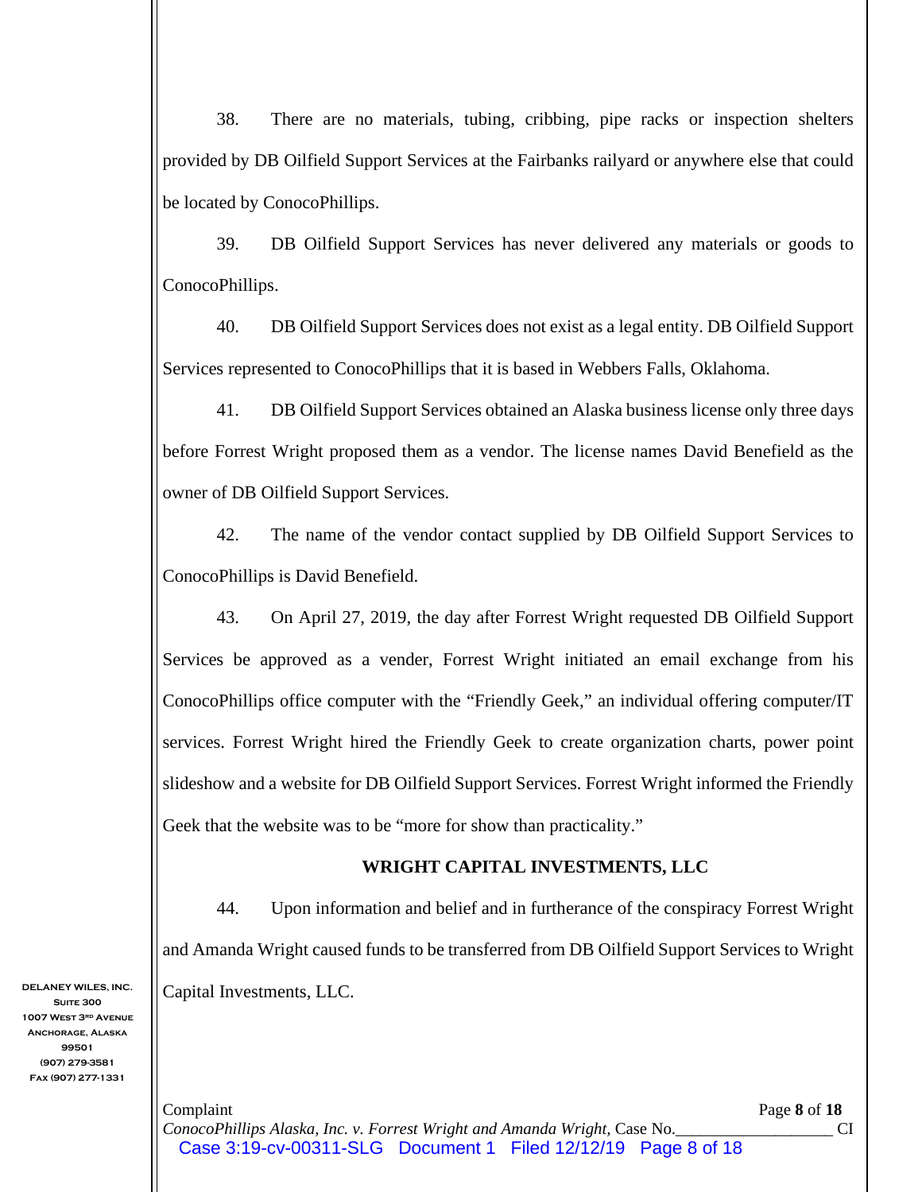38. There are no materials, tubing, cribbing, pipe racks or inspection shelters provided by DB Oilfield Support Services at the Fairbanks railyard or anywhere else that could be located by ConocoPhillips.

39. DB Oilfield Support Services has never delivered any materials or goods to ConocoPhillips.

40. DB Oilfield Support Services does not exist as a legal entity. DB Oilfield Support Services represented to ConocoPhillips that it is based in Webbers Falls, Oklahoma.

41. DB Oilfield Support Services obtained an Alaska business license only three days before Forrest Wright proposed them as a vendor. The license names David Benefield as the owner of DB Oilfield Support Services.

42. The name of the vendor contact supplied by DB Oilfield Support Services to ConocoPhillips is David Benefield.

43. On April 27, 2019, the day after Forrest Wright requested DB Oilfield Support Services be approved as a vender, Forrest Wright initiated an email exchange from his ConocoPhillips office computer with the "Friendly Geek," an individual offering computer/IT services. Forrest Wright hired the Friendly Geek to create organization charts, power point slideshow and a website for DB Oilfield Support Services. Forrest Wright informed the Friendly Geek that the website was to be "more for show than practicality."

## WRIGHT CAPITAL INVESTMENTS, LLC

44. Upon information and belief and in furtherance of the conspiracy Forrest Wright and Amanda Wright caused funds to be transferred from DB Oilfield Support Services to Wright Capital Investments, LLC.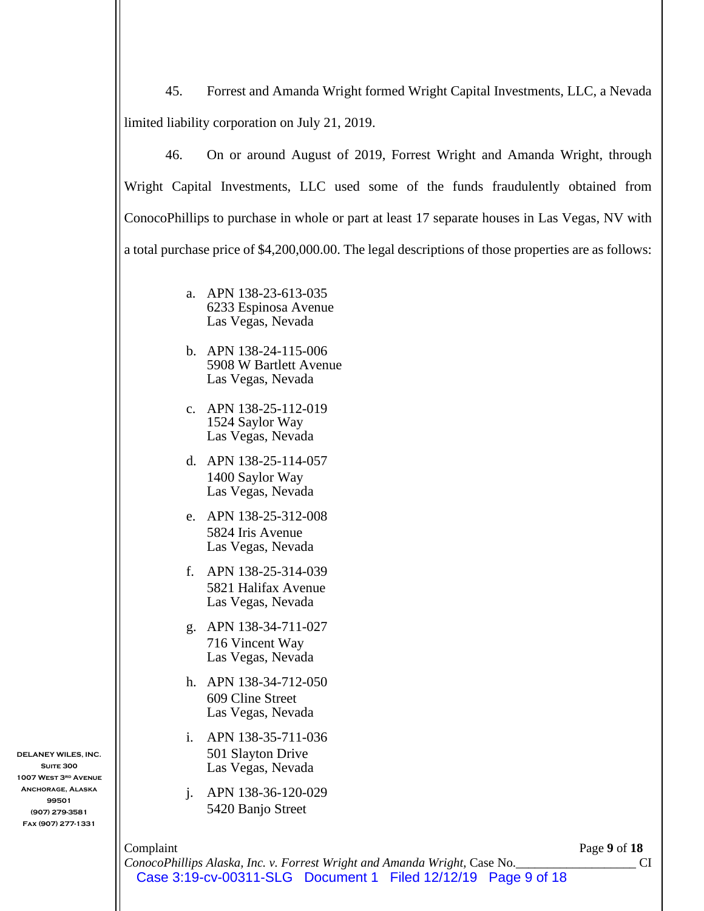45. Forrest and Amanda Wright formed Wright Capital Investments, LLC, a Nevada limited liability corporation on July 21, 2019.

46. On or around August of 2019, Forrest Wright and Amanda Wright, through Wright Capital Investments, LLC used some of the funds fraudulently obtained from ConocoPhillips to purchase in whole or part at least 17 separate houses in Las Vegas, NV with a total purchase price of $4,200,000.00. The legal descriptions of those properties are as follows:

a. APN 138-23-613-035
   6233 Espinosa Avenue
   Las Vegas, Nevada

b. APN 138-24-115-006
   5908 W Bartlett Avenue
   Las Vegas, Nevada

c. APN 138-25-112-019
   1524 Saylor Way
   Las Vegas, Nevada

d. APN 138-25-114-057
   1400 Saylor Way
   Las Vegas, Nevada

e. APN 138-25-312-008
   5824 Iris Avenue
   Las Vegas, Nevada

f. APN 138-25-314-039
   5821 Halifax Avenue
   Las Vegas, Nevada

g. APN 138-34-711-027
   716 Vincent Way
   Las Vegas, Nevada

h. APN 138-34-712-050
   609 Cline Street
   Las Vegas, Nevada

i. APN 138-35-711-036
   501 Slayton Drive
   Las Vegas, Nevada

j. APN 138-36-120-029
   5420 Banjo Street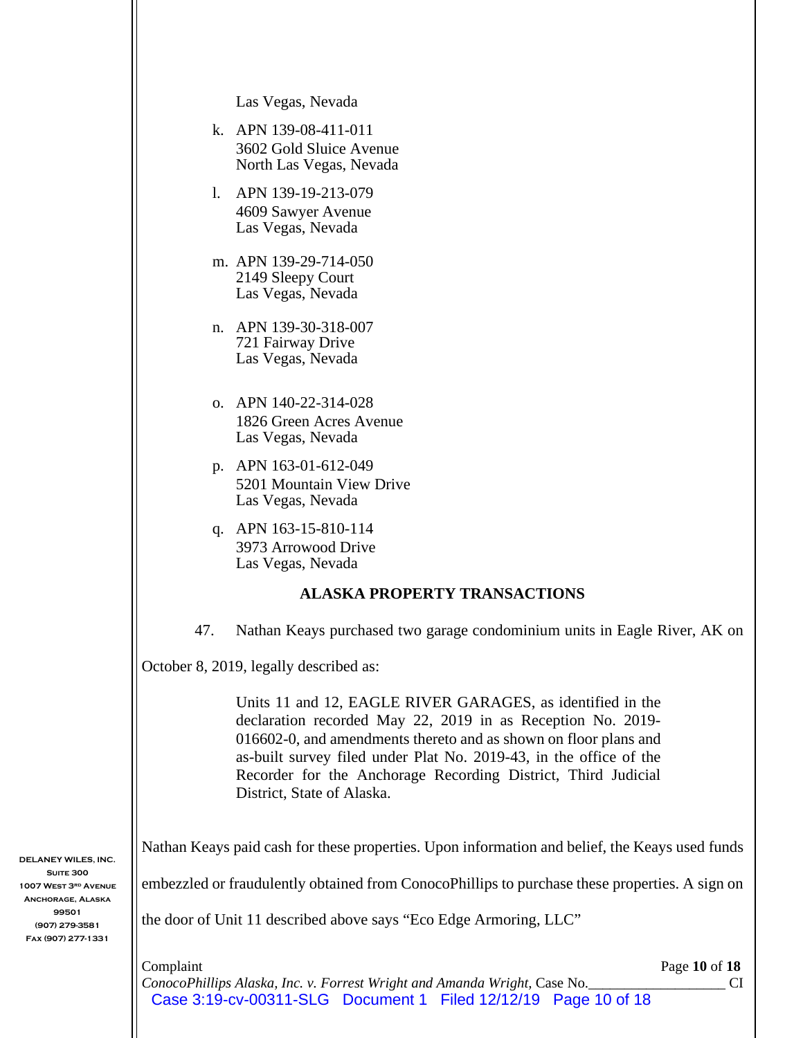Las Vegas, Nevada

k. APN 139-08-411-011
   3602 Gold Sluice Avenue
   North Las Vegas, Nevada

l. APN 139-19-213-079
   4609 Sawyer Avenue
   Las Vegas, Nevada

m. APN 139-29-714-050
   2149 Sleepy Court
   Las Vegas, Nevada

n. APN 139-30-318-007
   721 Fairway Drive
   Las Vegas, Nevada

o. APN 140-22-314-028
   1826 Green Acres Avenue
   Las Vegas, Nevada

p. APN 163-01-612-049
   5201 Mountain View Drive
   Las Vegas, Nevada

q. APN 163-15-810-114
   3973 Arrowood Drive
   Las Vegas, Nevada

## ALASKA PROPERTY TRANSACTIONS

47. Nathan Keays purchased two garage condominium units in Eagle River, AK on October 8, 2019, legally described as:

> Units 11 and 12, EAGLE RIVER GARAGES, as identified in the declaration recorded May 22, 2019 in as Reception No. 2019-016602-0, and amendments thereto and as shown on floor plans and as-built survey filed under Plat No. 2019-43, in the office of the Recorder for the Anchorage Recording District, Third Judicial District, State of Alaska.

Nathan Keays paid cash for these properties. Upon information and belief, the Keays used funds embezzled or fraudulently obtained from ConocoPhillips to purchase these properties. A sign on the door of Unit 11 described above says "Eco Edge Armoring, LLC"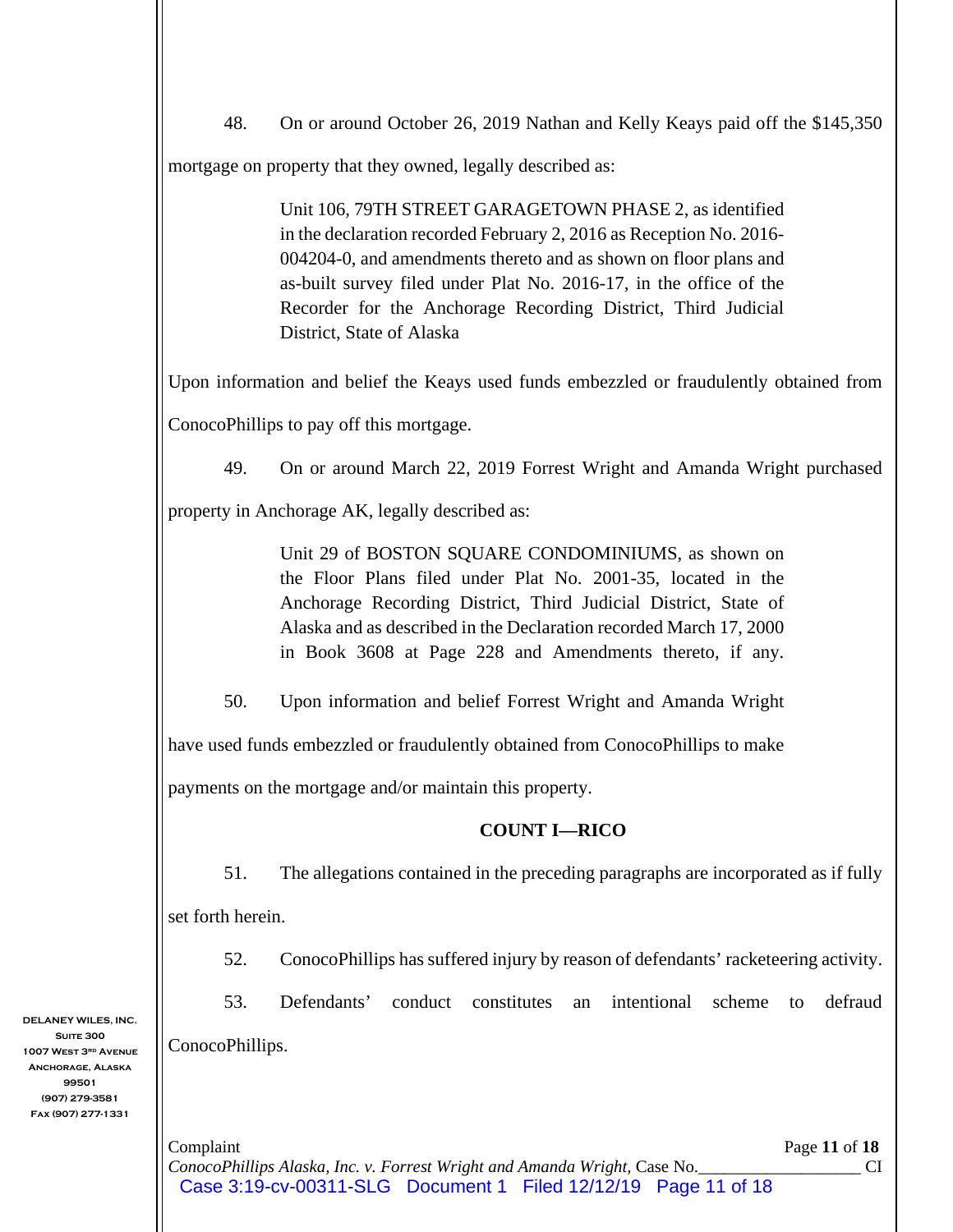48. On or around October 26, 2019 Nathan and Kelly Keays paid off the $145,350 mortgage on property that they owned, legally described as:

> Unit 106, 79TH STREET GARAGETOWN PHASE 2, as identified in the declaration recorded February 2, 2016 as Reception No. 2016-004204-0, and amendments thereto and as shown on floor plans and as-built survey filed under Plat No. 2016-17, in the office of the Recorder for the Anchorage Recording District, Third Judicial District, State of Alaska

Upon information and belief the Keays used funds embezzled or fraudulently obtained from ConocoPhillips to pay off this mortgage.

49. On or around March 22, 2019 Forrest Wright and Amanda Wright purchased property in Anchorage AK, legally described as:

> Unit 29 of BOSTON SQUARE CONDOMINIUMS, as shown on the Floor Plans filed under Plat No. 2001-35, located in the Anchorage Recording District, Third Judicial District, State of Alaska and as described in the Declaration recorded March 17, 2000 in Book 3608 at Page 228 and Amendments thereto, if any.

50. Upon information and belief Forrest Wright and Amanda Wright have used funds embezzled or fraudulently obtained from ConocoPhillips to make payments on the mortgage and/or maintain this property.

**COUNT I—RICO**

51. The allegations contained in the preceding paragraphs are incorporated as if fully set forth herein.

52. ConocoPhillips has suffered injury by reason of defendants' racketeering activity.

53. Defendants' conduct constitutes an intentional scheme to defraud ConocoPhillips.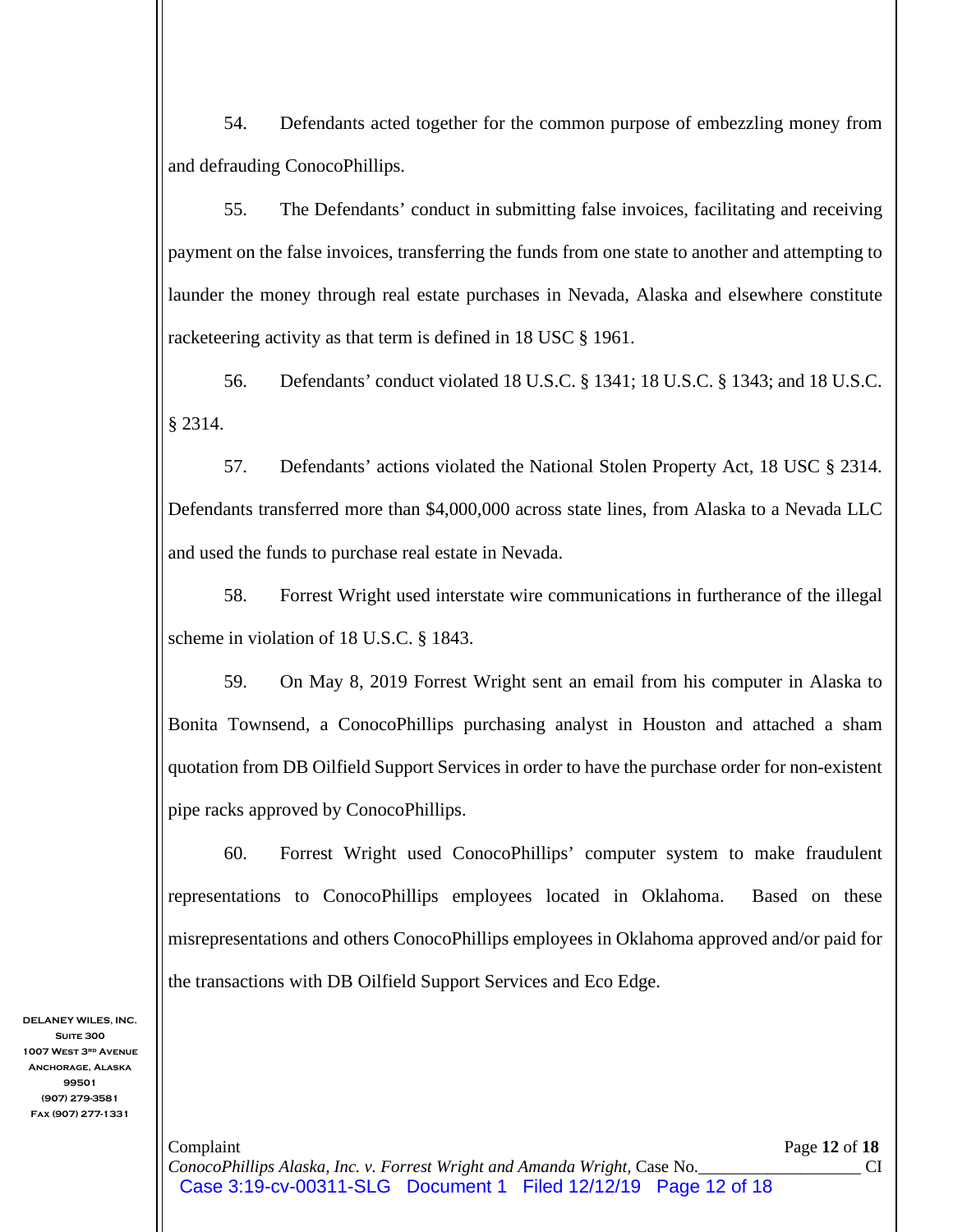54. Defendants acted together for the common purpose of embezzling money from and defrauding ConocoPhillips.

55. The Defendants' conduct in submitting false invoices, facilitating and receiving payment on the false invoices, transferring the funds from one state to another and attempting to launder the money through real estate purchases in Nevada, Alaska and elsewhere constitute racketeering activity as that term is defined in 18 USC § 1961.

56. Defendants' conduct violated 18 U.S.C. § 1341; 18 U.S.C. § 1343; and 18 U.S.C. § 2314.

57. Defendants' actions violated the National Stolen Property Act, 18 USC § 2314. Defendants transferred more than $4,000,000 across state lines, from Alaska to a Nevada LLC and used the funds to purchase real estate in Nevada.

58. Forrest Wright used interstate wire communications in furtherance of the illegal scheme in violation of 18 U.S.C. § 1843.

59. On May 8, 2019 Forrest Wright sent an email from his computer in Alaska to Bonita Townsend, a ConocoPhillips purchasing analyst in Houston and attached a sham quotation from DB Oilfield Support Services in order to have the purchase order for non-existent pipe racks approved by ConocoPhillips.

60. Forrest Wright used ConocoPhillips' computer system to make fraudulent representations to ConocoPhillips employees located in Oklahoma. Based on these misrepresentations and others ConocoPhillips employees in Oklahoma approved and/or paid for the transactions with DB Oilfield Support Services and Eco Edge.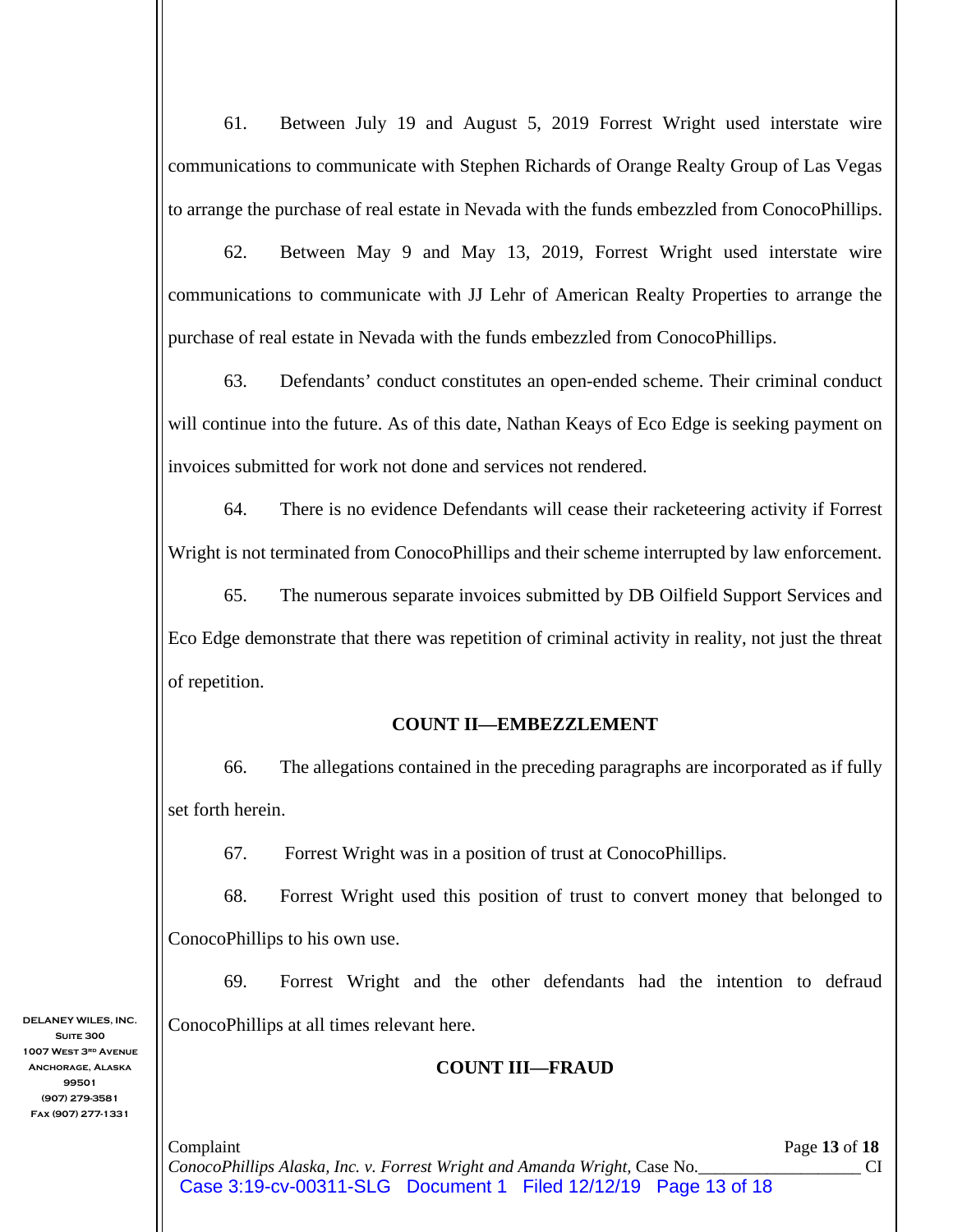61. Between July 19 and August 5, 2019 Forrest Wright used interstate wire communications to communicate with Stephen Richards of Orange Realty Group of Las Vegas to arrange the purchase of real estate in Nevada with the funds embezzled from ConocoPhillips.

62. Between May 9 and May 13, 2019, Forrest Wright used interstate wire communications to communicate with JJ Lehr of American Realty Properties to arrange the purchase of real estate in Nevada with the funds embezzled from ConocoPhillips.

63. Defendants' conduct constitutes an open-ended scheme. Their criminal conduct will continue into the future. As of this date, Nathan Keays of Eco Edge is seeking payment on invoices submitted for work not done and services not rendered.

64. There is no evidence Defendants will cease their racketeering activity if Forrest Wright is not terminated from ConocoPhillips and their scheme interrupted by law enforcement.

65. The numerous separate invoices submitted by DB Oilfield Support Services and Eco Edge demonstrate that there was repetition of criminal activity in reality, not just the threat of repetition.

**COUNT II—EMBEZZLEMENT**

66. The allegations contained in the preceding paragraphs are incorporated as if fully set forth herein.

67. Forrest Wright was in a position of trust at ConocoPhillips.

68. Forrest Wright used this position of trust to convert money that belonged to ConocoPhillips to his own use.

69. Forrest Wright and the other defendants had the intention to defraud ConocoPhillips at all times relevant here.

**COUNT III—FRAUD**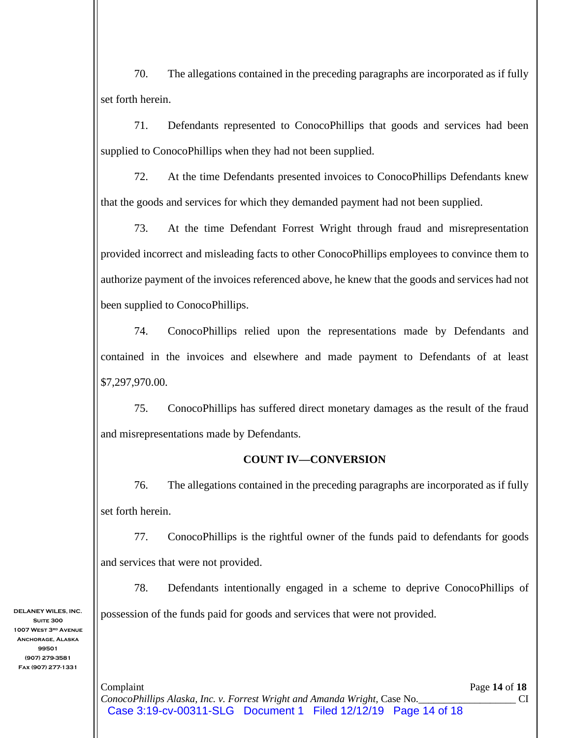70. The allegations contained in the preceding paragraphs are incorporated as if fully set forth herein.

71. Defendants represented to ConocoPhillips that goods and services had been supplied to ConocoPhillips when they had not been supplied.

72. At the time Defendants presented invoices to ConocoPhillips Defendants knew that the goods and services for which they demanded payment had not been supplied.

73. At the time Defendant Forrest Wright through fraud and misrepresentation provided incorrect and misleading facts to other ConocoPhillips employees to convince them to authorize payment of the invoices referenced above, he knew that the goods and services had not been supplied to ConocoPhillips.

74. ConocoPhillips relied upon the representations made by Defendants and contained in the invoices and elsewhere and made payment to Defendants of at least $7,297,970.00.

75. ConocoPhillips has suffered direct monetary damages as the result of the fraud and misrepresentations made by Defendants.

**COUNT IV—CONVERSION**

76. The allegations contained in the preceding paragraphs are incorporated as if fully set forth herein.

77. ConocoPhillips is the rightful owner of the funds paid to defendants for goods and services that were not provided.

78. Defendants intentionally engaged in a scheme to deprive ConocoPhillips of possession of the funds paid for goods and services that were not provided.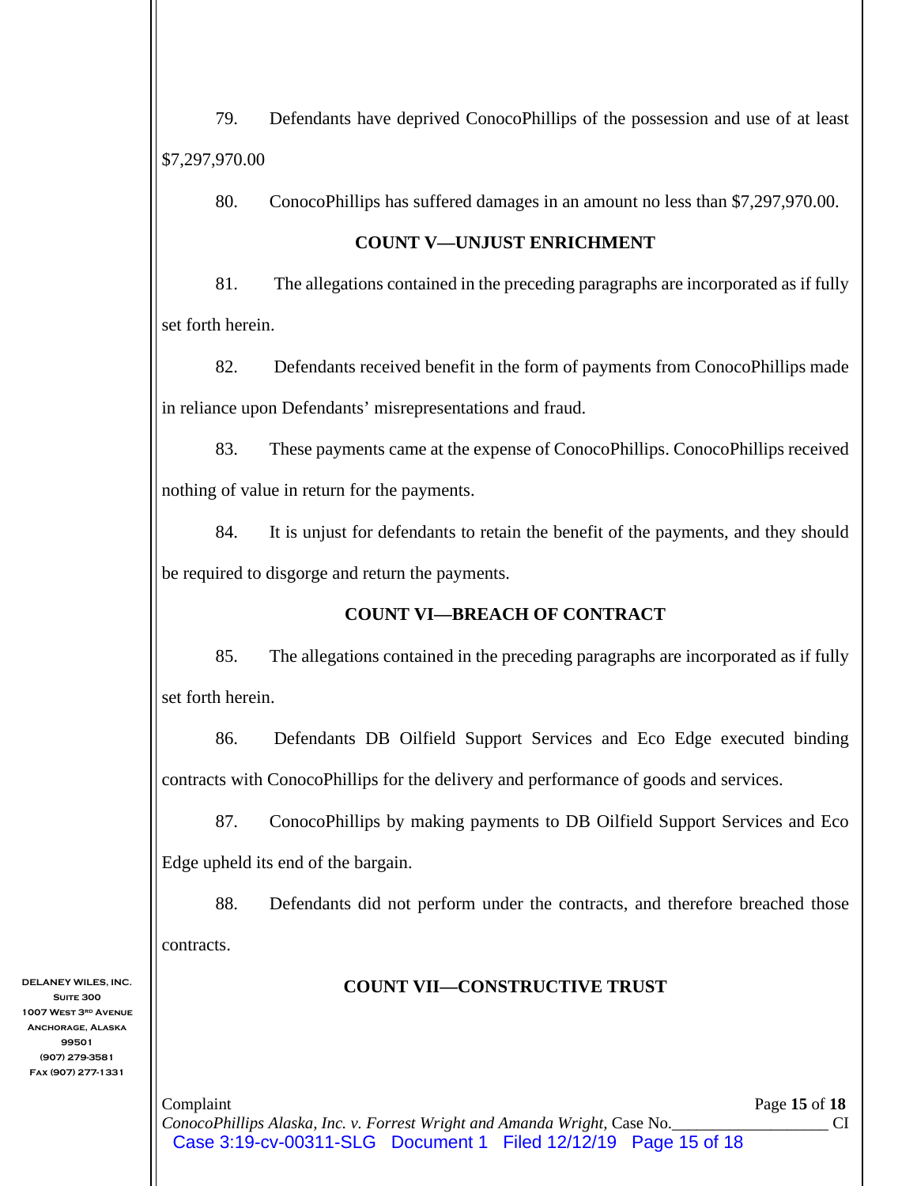79. Defendants have deprived ConocoPhillips of the possession and use of at least $7,297,970.00

80. ConocoPhillips has suffered damages in an amount no less than $7,297,970.00.

**COUNT V—UNJUST ENRICHMENT**

81. The allegations contained in the preceding paragraphs are incorporated as if fully set forth herein.

82. Defendants received benefit in the form of payments from ConocoPhillips made in reliance upon Defendants' misrepresentations and fraud.

83. These payments came at the expense of ConocoPhillips. ConocoPhillips received nothing of value in return for the payments.

84. It is unjust for defendants to retain the benefit of the payments, and they should be required to disgorge and return the payments.

**COUNT VI—BREACH OF CONTRACT**

85. The allegations contained in the preceding paragraphs are incorporated as if fully set forth herein.

86. Defendants DB Oilfield Support Services and Eco Edge executed binding contracts with ConocoPhillips for the delivery and performance of goods and services.

87. ConocoPhillips by making payments to DB Oilfield Support Services and Eco Edge upheld its end of the bargain.

88. Defendants did not perform under the contracts, and therefore breached those contracts.

**COUNT VII—CONSTRUCTIVE TRUST**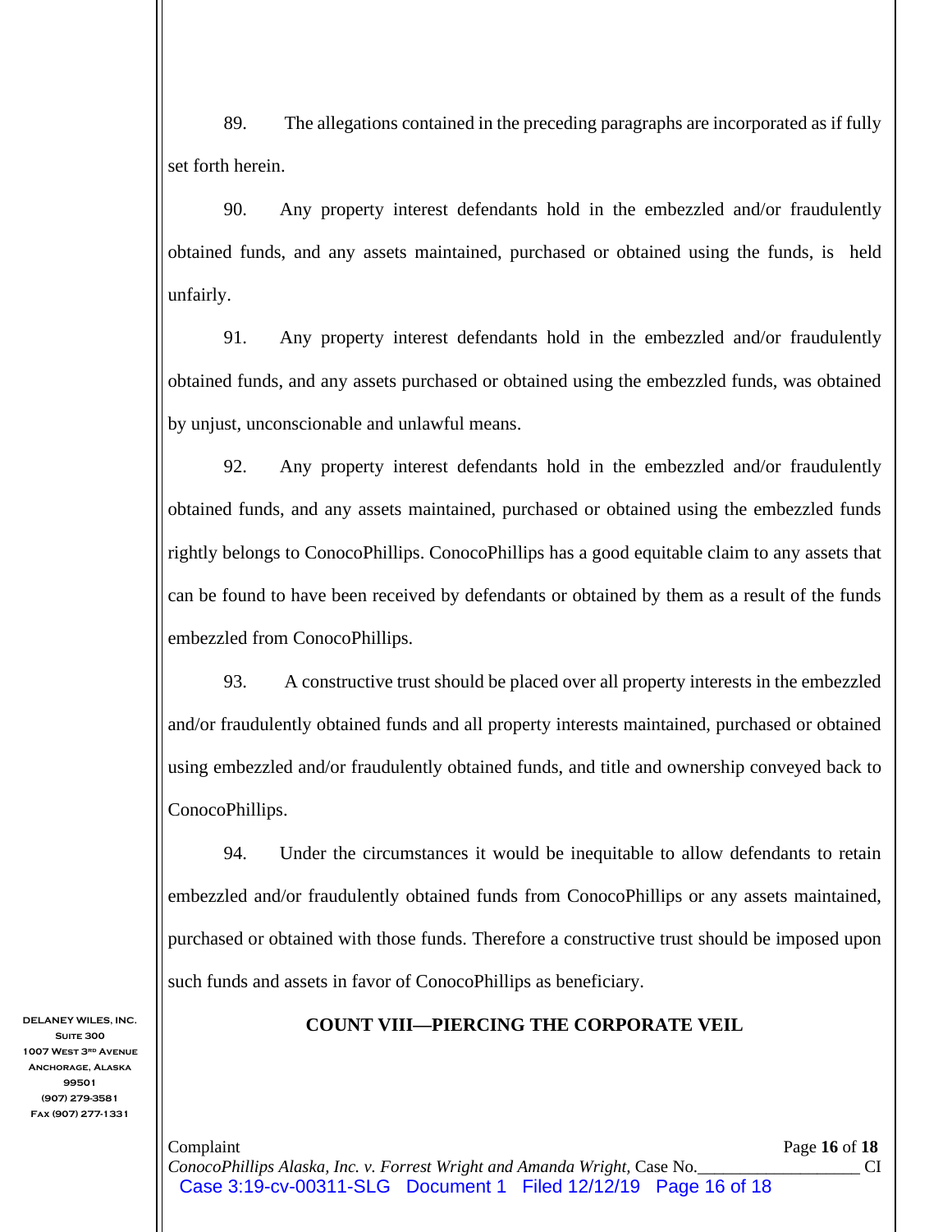89. The allegations contained in the preceding paragraphs are incorporated as if fully set forth herein.

90. Any property interest defendants hold in the embezzled and/or fraudulently obtained funds, and any assets maintained, purchased or obtained using the funds, is held unfairly.

91. Any property interest defendants hold in the embezzled and/or fraudulently obtained funds, and any assets purchased or obtained using the embezzled funds, was obtained by unjust, unconscionable and unlawful means.

92. Any property interest defendants hold in the embezzled and/or fraudulently obtained funds, and any assets maintained, purchased or obtained using the embezzled funds rightly belongs to ConocoPhillips. ConocoPhillips has a good equitable claim to any assets that can be found to have been received by defendants or obtained by them as a result of the funds embezzled from ConocoPhillips.

93. A constructive trust should be placed over all property interests in the embezzled and/or fraudulently obtained funds and all property interests maintained, purchased or obtained using embezzled and/or fraudulently obtained funds, and title and ownership conveyed back to ConocoPhillips.

94. Under the circumstances it would be inequitable to allow defendants to retain embezzled and/or fraudulently obtained funds from ConocoPhillips or any assets maintained, purchased or obtained with those funds. Therefore a constructive trust should be imposed upon such funds and assets in favor of ConocoPhillips as beneficiary.

**COUNT VIII—PIERCING THE CORPORATE VEIL**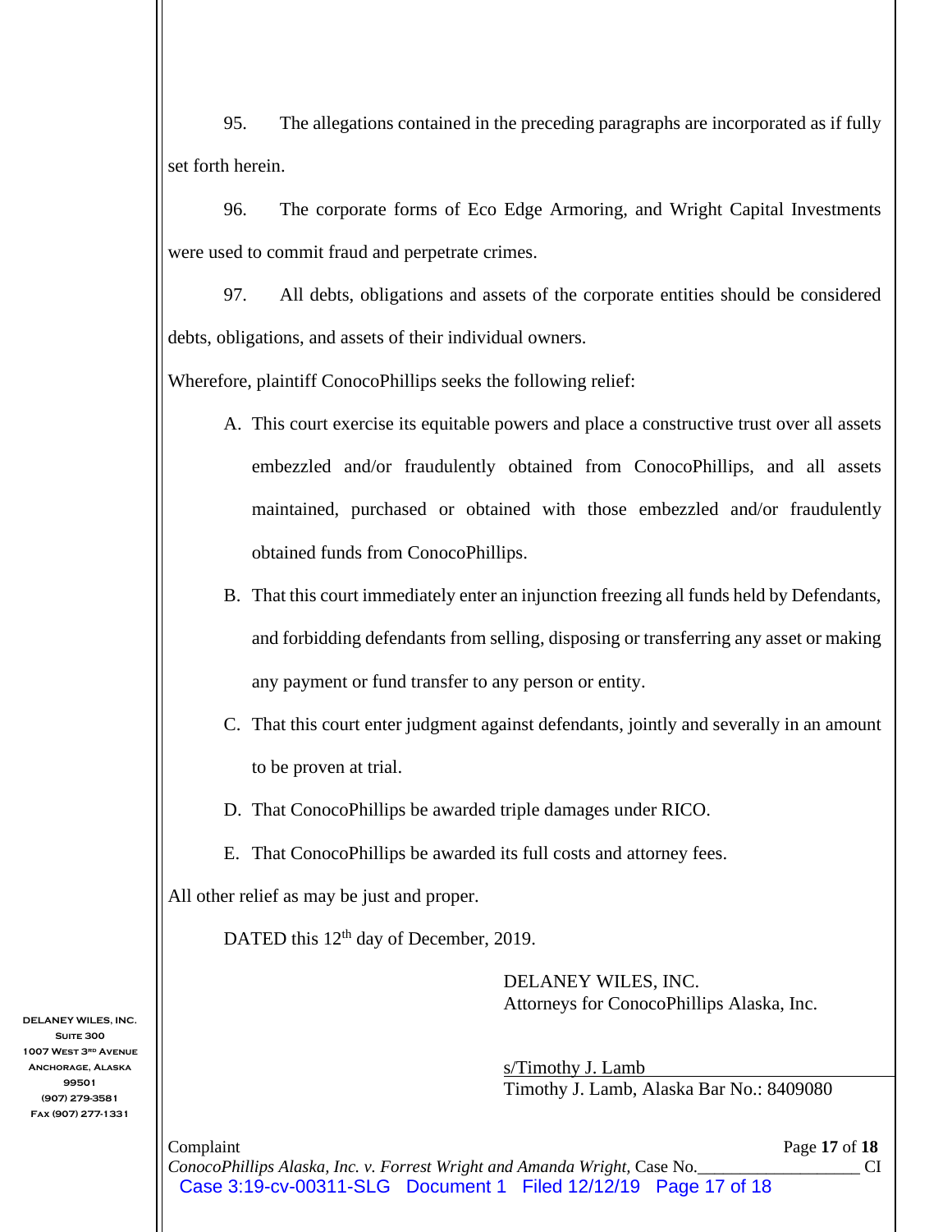95. The allegations contained in the preceding paragraphs are incorporated as if fully set forth herein.

96. The corporate forms of Eco Edge Armoring, and Wright Capital Investments were used to commit fraud and perpetrate crimes.

97. All debts, obligations and assets of the corporate entities should be considered debts, obligations, and assets of their individual owners.

Wherefore, plaintiff ConocoPhillips seeks the following relief:

A. This court exercise its equitable powers and place a constructive trust over all assets embezzled and/or fraudulently obtained from ConocoPhillips, and all assets maintained, purchased or obtained with those embezzled and/or fraudulently obtained funds from ConocoPhillips.

B. That this court immediately enter an injunction freezing all funds held by Defendants, and forbidding defendants from selling, disposing or transferring any asset or making any payment or fund transfer to any person or entity.

C. That this court enter judgment against defendants, jointly and severally in an amount to be proven at trial.

D. That ConocoPhillips be awarded triple damages under RICO.

E. That ConocoPhillips be awarded its full costs and attorney fees.

All other relief as may be just and proper.

DATED this 12th day of December, 2019.

DELANEY WILES, INC.
Attorneys for ConocoPhillips Alaska, Inc.

s/Timothy J. Lamb
Timothy J. Lamb, Alaska Bar No.: 8409080

DELANEY WILES, INC.
Suite 300
1007 West 3rd Avenue
Anchorage, Alaska
99501
(907) 279-3581
Fax (907) 277-1331

Complaint
*ConocoPhillips Alaska, Inc. v. Forrest Wright and Amanda Wright,* Case No.__________________ CI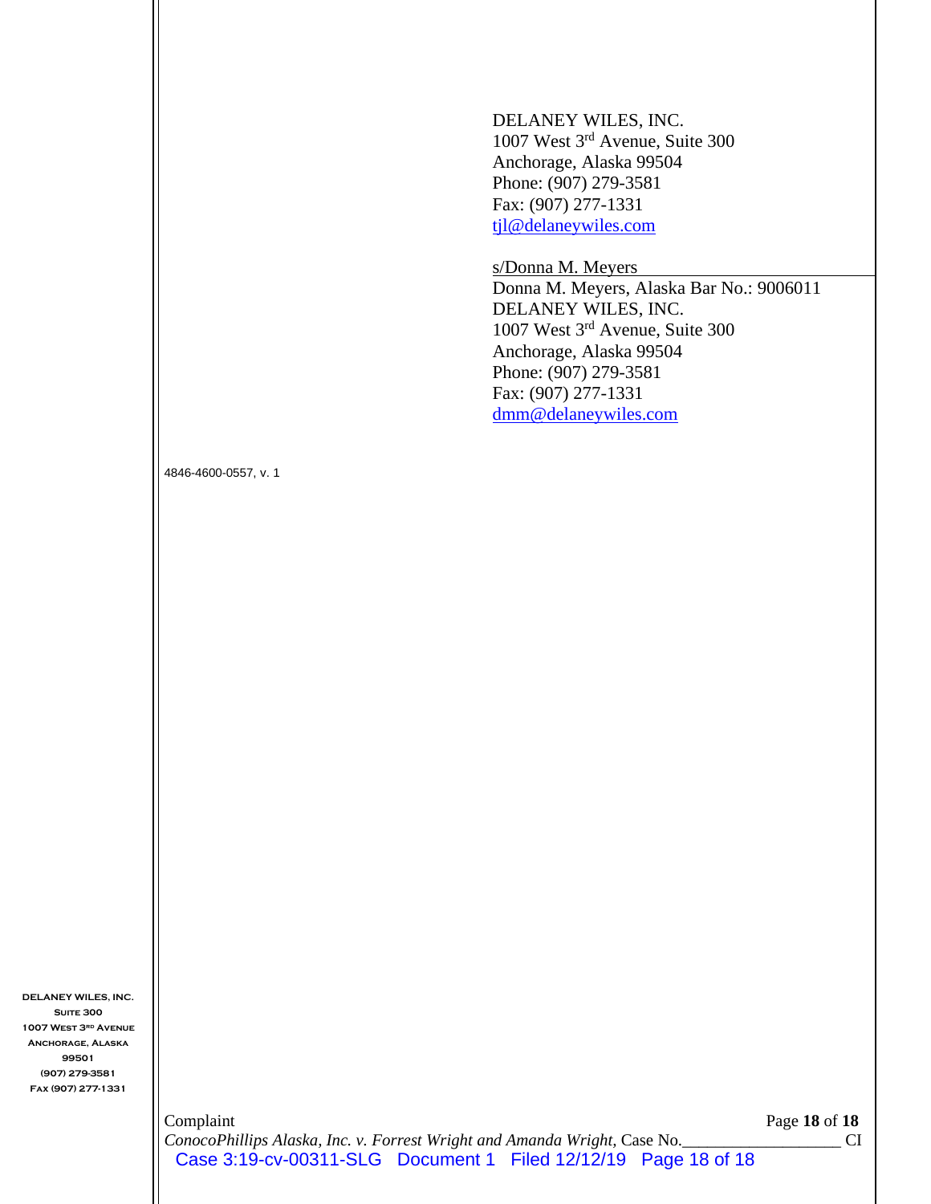DELANEY WILES, INC.
1007 West 3rd Avenue, Suite 300
Anchorage, Alaska 99504
Phone: (907) 279-3581
Fax: (907) 277-1331
tjl@delaneywiles.com

s/Donna M. Meyers
Donna M. Meyers, Alaska Bar No.: 9006011
DELANEY WILES, INC.
1007 West 3rd Avenue, Suite 300
Anchorage, Alaska 99504
Phone: (907) 279-3581
Fax: (907) 277-1331
dmm@delaneywiles.com

4846-4600-0557, v. 1